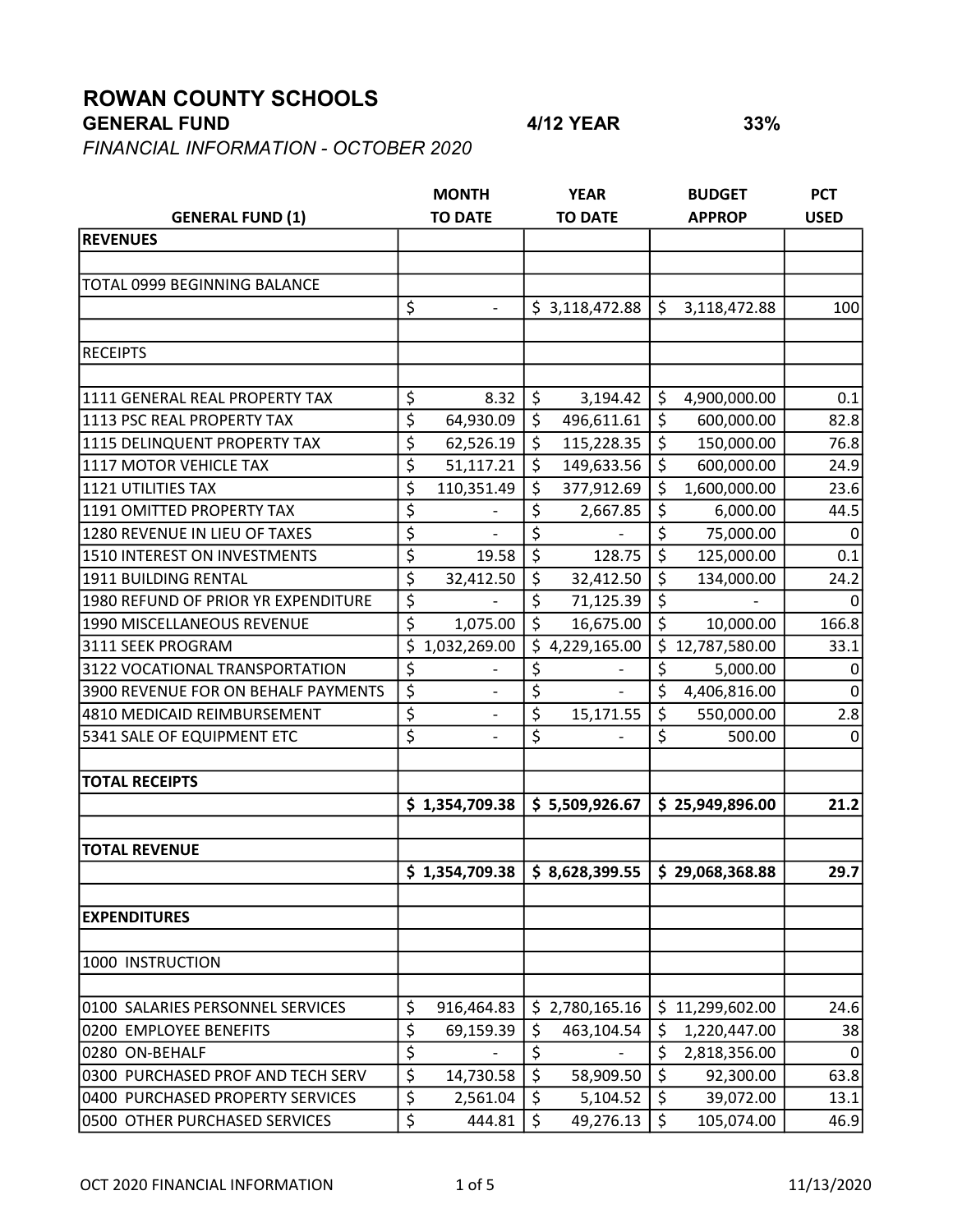# ROWAN COUNTY SCHOOLS

**GENERAL FUND** **4/12 YEAR** **33%**

*FINANCIAL INFORMATION - OCTOBER 2020*

| GENERAL FUND (1) | MONTH TO DATE | YEAR TO DATE | BUDGET APPROP | PCT USED |
|---|---|---|---|---|
| **REVENUES** | | | | |
| | | | | |
| TOTAL 0999 BEGINNING BALANCE | | | | |
| | $ - | $ 3,118,472.88 | $ 3,118,472.88 | 100 |
| | | | | |
| RECEIPTS | | | | |
| | | | | |
| 1111 GENERAL REAL PROPERTY TAX | $ 8.32 | $ 3,194.42 | $ 4,900,000.00 | 0.1 |
| 1113 PSC REAL PROPERTY TAX | $ 64,930.09 | $ 496,611.61 | $ 600,000.00 | 82.8 |
| 1115 DELINQUENT PROPERTY TAX | $ 62,526.19 | $ 115,228.35 | $ 150,000.00 | 76.8 |
| 1117 MOTOR VEHICLE TAX | $ 51,117.21 | $ 149,633.56 | $ 600,000.00 | 24.9 |
| 1121 UTILITIES TAX | $ 110,351.49 | $ 377,912.69 | $ 1,600,000.00 | 23.6 |
| 1191 OMITTED PROPERTY TAX | $ - | $ 2,667.85 | $ 6,000.00 | 44.5 |
| 1280 REVENUE IN LIEU OF TAXES | $ - | $ - | $ 75,000.00 | 0 |
| 1510 INTEREST ON INVESTMENTS | $ 19.58 | $ 128.75 | $ 125,000.00 | 0.1 |
| 1911 BUILDING RENTAL | $ 32,412.50 | $ 32,412.50 | $ 134,000.00 | 24.2 |
| 1980 REFUND OF PRIOR YR EXPENDITURE | $ - | $ 71,125.39 | $ - | 0 |
| 1990 MISCELLANEOUS REVENUE | $ 1,075.00 | $ 16,675.00 | $ 10,000.00 | 166.8 |
| 3111 SEEK PROGRAM | $ 1,032,269.00 | $ 4,229,165.00 | $ 12,787,580.00 | 33.1 |
| 3122 VOCATIONAL TRANSPORTATION | $ - | $ - | $ 5,000.00 | 0 |
| 3900 REVENUE FOR ON BEHALF PAYMENTS | $ - | $ - | $ 4,406,816.00 | 0 |
| 4810 MEDICAID REIMBURSEMENT | $ - | $ 15,171.55 | $ 550,000.00 | 2.8 |
| 5341 SALE OF EQUIPMENT ETC | $ - | $ - | $ 500.00 | 0 |
| | | | | |
| **TOTAL RECEIPTS** | | | | |
| | **$ 1,354,709.38** | **$ 5,509,926.67** | **$ 25,949,896.00** | **21.2** |
| | | | | |
| **TOTAL REVENUE** | | | | |
| | **$ 1,354,709.38** | **$ 8,628,399.55** | **$ 29,068,368.88** | **29.7** |
| | | | | |
| **EXPENDITURES** | | | | |
| | | | | |
| 1000 INSTRUCTION | | | | |
| | | | | |
| 0100 SALARIES PERSONNEL SERVICES | $ 916,464.83 | $ 2,780,165.16 | $ 11,299,602.00 | 24.6 |
| 0200 EMPLOYEE BENEFITS | $ 69,159.39 | $ 463,104.54 | $ 1,220,447.00 | 38 |
| 0280 ON-BEHALF | $ - | $ - | $ 2,818,356.00 | 0 |
| 0300 PURCHASED PROF AND TECH SERV | $ 14,730.58 | $ 58,909.50 | $ 92,300.00 | 63.8 |
| 0400 PURCHASED PROPERTY SERVICES | $ 2,561.04 | $ 5,104.52 | $ 39,072.00 | 13.1 |
| 0500 OTHER PURCHASED SERVICES | $ 444.81 | $ 49,276.13 | $ 105,074.00 | 46.9 |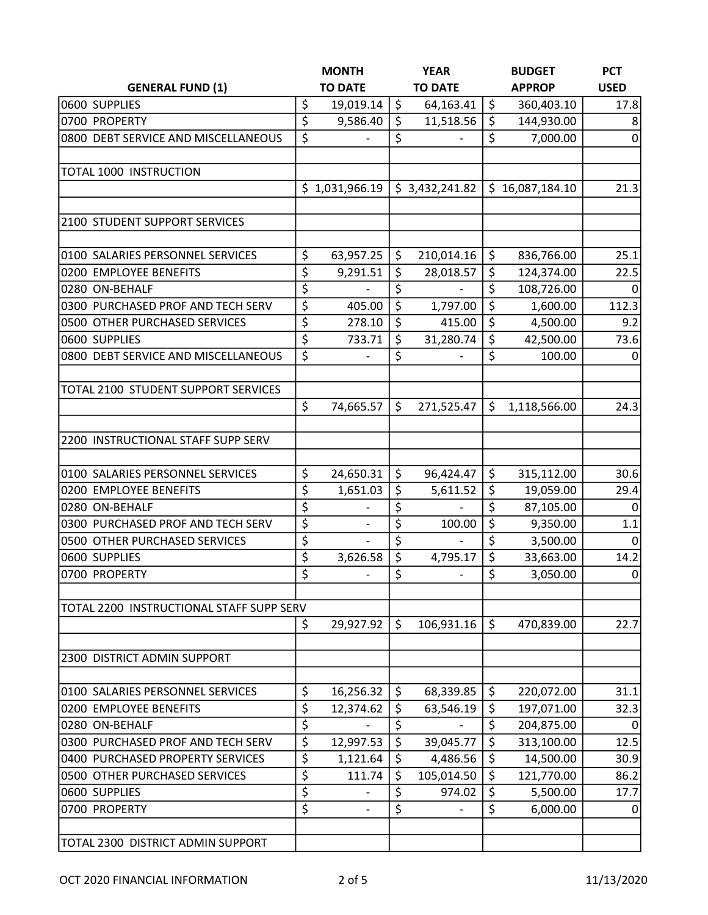| GENERAL FUND (1) | MONTH TO DATE | YEAR TO DATE | BUDGET APPROP | PCT USED |
|---|---|---|---|---|
| 0600 SUPPLIES | $ 19,019.14 | $ 64,163.41 | $ 360,403.10 | 17.8 |
| 0700 PROPERTY | $ 9,586.40 | $ 11,518.56 | $ 144,930.00 | 8 |
| 0800 DEBT SERVICE AND MISCELLANEOUS | $ - | $ - | $ 7,000.00 | 0 |
| | | | | |
| TOTAL 1000 INSTRUCTION | | | | |
| | $ 1,031,966.19 | $ 3,432,241.82 | $ 16,087,184.10 | 21.3 |
| | | | | |
| 2100 STUDENT SUPPORT SERVICES | | | | |
| | | | | |
| 0100 SALARIES PERSONNEL SERVICES | $ 63,957.25 | $ 210,014.16 | $ 836,766.00 | 25.1 |
| 0200 EMPLOYEE BENEFITS | $ 9,291.51 | $ 28,018.57 | $ 124,374.00 | 22.5 |
| 0280 ON-BEHALF | $ - | $ - | $ 108,726.00 | 0 |
| 0300 PURCHASED PROF AND TECH SERV | $ 405.00 | $ 1,797.00 | $ 1,600.00 | 112.3 |
| 0500 OTHER PURCHASED SERVICES | $ 278.10 | $ 415.00 | $ 4,500.00 | 9.2 |
| 0600 SUPPLIES | $ 733.71 | $ 31,280.74 | $ 42,500.00 | 73.6 |
| 0800 DEBT SERVICE AND MISCELLANEOUS | $ - | $ - | $ 100.00 | 0 |
| | | | | |
| TOTAL 2100 STUDENT SUPPORT SERVICES | | | | |
| | $ 74,665.57 | $ 271,525.47 | $ 1,118,566.00 | 24.3 |
| | | | | |
| 2200 INSTRUCTIONAL STAFF SUPP SERV | | | | |
| | | | | |
| 0100 SALARIES PERSONNEL SERVICES | $ 24,650.31 | $ 96,424.47 | $ 315,112.00 | 30.6 |
| 0200 EMPLOYEE BENEFITS | $ 1,651.03 | $ 5,611.52 | $ 19,059.00 | 29.4 |
| 0280 ON-BEHALF | $ - | $ - | $ 87,105.00 | 0 |
| 0300 PURCHASED PROF AND TECH SERV | $ - | $ 100.00 | $ 9,350.00 | 1.1 |
| 0500 OTHER PURCHASED SERVICES | $ - | $ - | $ 3,500.00 | 0 |
| 0600 SUPPLIES | $ 3,626.58 | $ 4,795.17 | $ 33,663.00 | 14.2 |
| 0700 PROPERTY | $ - | $ - | $ 3,050.00 | 0 |
| | | | | |
| TOTAL 2200 INSTRUCTIONAL STAFF SUPP SERV | | | | |
| | $ 29,927.92 | $ 106,931.16 | $ 470,839.00 | 22.7 |
| | | | | |
| 2300 DISTRICT ADMIN SUPPORT | | | | |
| | | | | |
| 0100 SALARIES PERSONNEL SERVICES | $ 16,256.32 | $ 68,339.85 | $ 220,072.00 | 31.1 |
| 0200 EMPLOYEE BENEFITS | $ 12,374.62 | $ 63,546.19 | $ 197,071.00 | 32.3 |
| 0280 ON-BEHALF | $ - | $ - | $ 204,875.00 | 0 |
| 0300 PURCHASED PROF AND TECH SERV | $ 12,997.53 | $ 39,045.77 | $ 313,100.00 | 12.5 |
| 0400 PURCHASED PROPERTY SERVICES | $ 1,121.64 | $ 4,486.56 | $ 14,500.00 | 30.9 |
| 0500 OTHER PURCHASED SERVICES | $ 111.74 | $ 105,014.50 | $ 121,770.00 | 86.2 |
| 0600 SUPPLIES | $ - | $ 974.02 | $ 5,500.00 | 17.7 |
| 0700 PROPERTY | $ - | $ - | $ 6,000.00 | 0 |
| | | | | |
| TOTAL 2300 DISTRICT ADMIN SUPPORT | | | | |

OCT 2020 FINANCIAL INFORMATION — 11/13/2020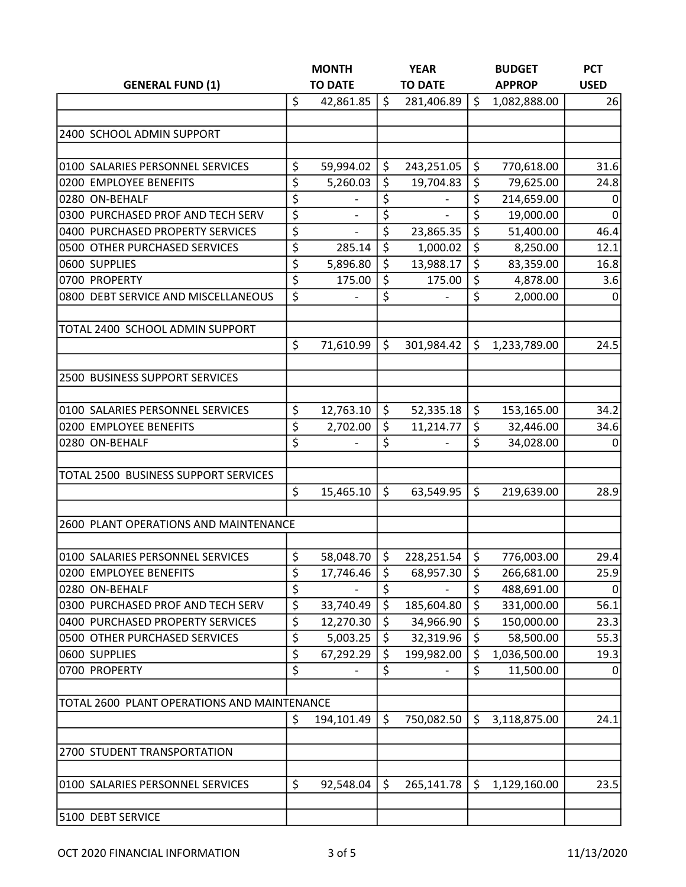| GENERAL FUND (1) | MONTH TO DATE | YEAR TO DATE | BUDGET APPROP | PCT USED |
|---|---|---|---|---|
| | $ 42,861.85 | $ 281,406.89 | $ 1,082,888.00 | 26 |
| | | | | |
| 2400 SCHOOL ADMIN SUPPORT | | | | |
| | | | | |
| 0100 SALARIES PERSONNEL SERVICES | $ 59,994.02 | $ 243,251.05 | $ 770,618.00 | 31.6 |
| 0200 EMPLOYEE BENEFITS | $ 5,260.03 | $ 19,704.83 | $ 79,625.00 | 24.8 |
| 0280 ON-BEHALF | $ - | $ - | $ 214,659.00 | 0 |
| 0300 PURCHASED PROF AND TECH SERV | $ - | $ - | $ 19,000.00 | 0 |
| 0400 PURCHASED PROPERTY SERVICES | $ - | $ 23,865.35 | $ 51,400.00 | 46.4 |
| 0500 OTHER PURCHASED SERVICES | $ 285.14 | $ 1,000.02 | $ 8,250.00 | 12.1 |
| 0600 SUPPLIES | $ 5,896.80 | $ 13,988.17 | $ 83,359.00 | 16.8 |
| 0700 PROPERTY | $ 175.00 | $ 175.00 | $ 4,878.00 | 3.6 |
| 0800 DEBT SERVICE AND MISCELLANEOUS | $ - | $ - | $ 2,000.00 | 0 |
| | | | | |
| TOTAL 2400 SCHOOL ADMIN SUPPORT | | | | |
| | $ 71,610.99 | $ 301,984.42 | $ 1,233,789.00 | 24.5 |
| | | | | |
| 2500 BUSINESS SUPPORT SERVICES | | | | |
| | | | | |
| 0100 SALARIES PERSONNEL SERVICES | $ 12,763.10 | $ 52,335.18 | $ 153,165.00 | 34.2 |
| 0200 EMPLOYEE BENEFITS | $ 2,702.00 | $ 11,214.77 | $ 32,446.00 | 34.6 |
| 0280 ON-BEHALF | $ - | $ - | $ 34,028.00 | 0 |
| | | | | |
| TOTAL 2500 BUSINESS SUPPORT SERVICES | | | | |
| | $ 15,465.10 | $ 63,549.95 | $ 219,639.00 | 28.9 |
| | | | | |
| 2600 PLANT OPERATIONS AND MAINTENANCE | | | | |
| | | | | |
| 0100 SALARIES PERSONNEL SERVICES | $ 58,048.70 | $ 228,251.54 | $ 776,003.00 | 29.4 |
| 0200 EMPLOYEE BENEFITS | $ 17,746.46 | $ 68,957.30 | $ 266,681.00 | 25.9 |
| 0280 ON-BEHALF | $ - | $ - | $ 488,691.00 | 0 |
| 0300 PURCHASED PROF AND TECH SERV | $ 33,740.49 | $ 185,604.80 | $ 331,000.00 | 56.1 |
| 0400 PURCHASED PROPERTY SERVICES | $ 12,270.30 | $ 34,966.90 | $ 150,000.00 | 23.3 |
| 0500 OTHER PURCHASED SERVICES | $ 5,003.25 | $ 32,319.96 | $ 58,500.00 | 55.3 |
| 0600 SUPPLIES | $ 67,292.29 | $ 199,982.00 | $ 1,036,500.00 | 19.3 |
| 0700 PROPERTY | $ - | $ - | $ 11,500.00 | 0 |
| | | | | |
| TOTAL 2600 PLANT OPERATIONS AND MAINTENANCE | | | | |
| | $ 194,101.49 | $ 750,082.50 | $ 3,118,875.00 | 24.1 |
| | | | | |
| 2700 STUDENT TRANSPORTATION | | | | |
| | | | | |
| 0100 SALARIES PERSONNEL SERVICES | $ 92,548.04 | $ 265,141.78 | $ 1,129,160.00 | 23.5 |
| | | | | |
| 5100 DEBT SERVICE | | | | |

OCT 2020 FINANCIAL INFORMATION 11/13/2020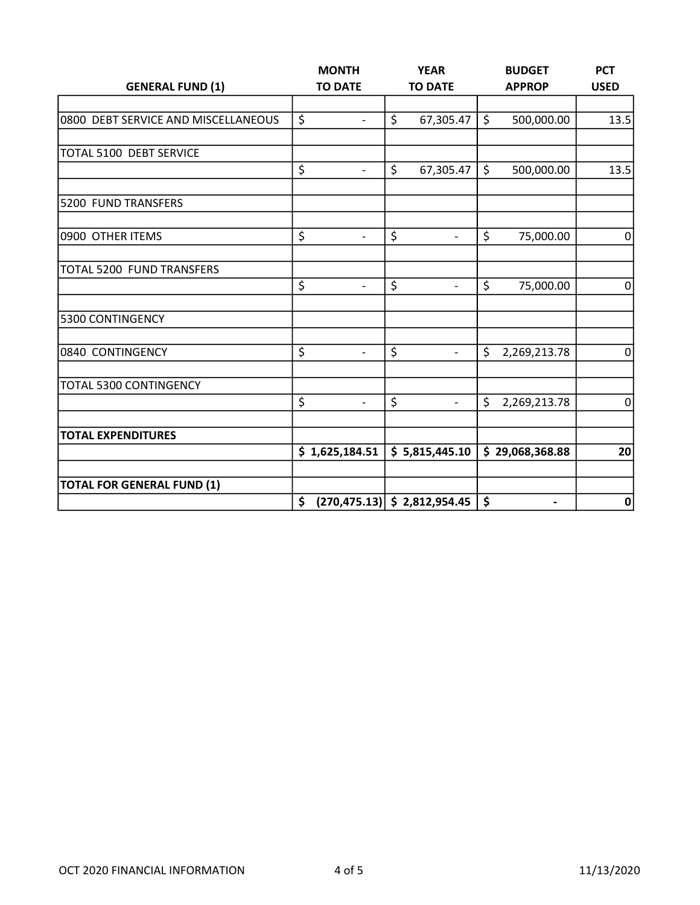| GENERAL FUND (1) | MONTH TO DATE | YEAR TO DATE | BUDGET APPROP | PCT USED |
|---|---|---|---|---|
| | | | | |
| 0800 DEBT SERVICE AND MISCELLANEOUS | $ - | $ 67,305.47 | $ 500,000.00 | 13.5 |
| | | | | |
| TOTAL 5100 DEBT SERVICE | | | | |
| | $ - | $ 67,305.47 | $ 500,000.00 | 13.5 |
| | | | | |
| 5200 FUND TRANSFERS | | | | |
| | | | | |
| 0900 OTHER ITEMS | $ - | $ - | $ 75,000.00 | 0 |
| | | | | |
| TOTAL 5200 FUND TRANSFERS | | | | |
| | $ - | $ - | $ 75,000.00 | 0 |
| | | | | |
| 5300 CONTINGENCY | | | | |
| | | | | |
| 0840 CONTINGENCY | $ - | $ - | $ 2,269,213.78 | 0 |
| | | | | |
| TOTAL 5300 CONTINGENCY | | | | |
| | $ - | $ - | $ 2,269,213.78 | 0 |
| | | | | |
| **TOTAL EXPENDITURES** | | | | |
| | **$ 1,625,184.51** | **$ 5,815,445.10** | **$ 29,068,368.88** | **20** |
| | | | | |
| **TOTAL FOR GENERAL FUND (1)** | | | | |
| | **$ (270,475.13)** | **$ 2,812,954.45** | **$ -** | **0** |

OCT 2020 FINANCIAL INFORMATION 11/13/2020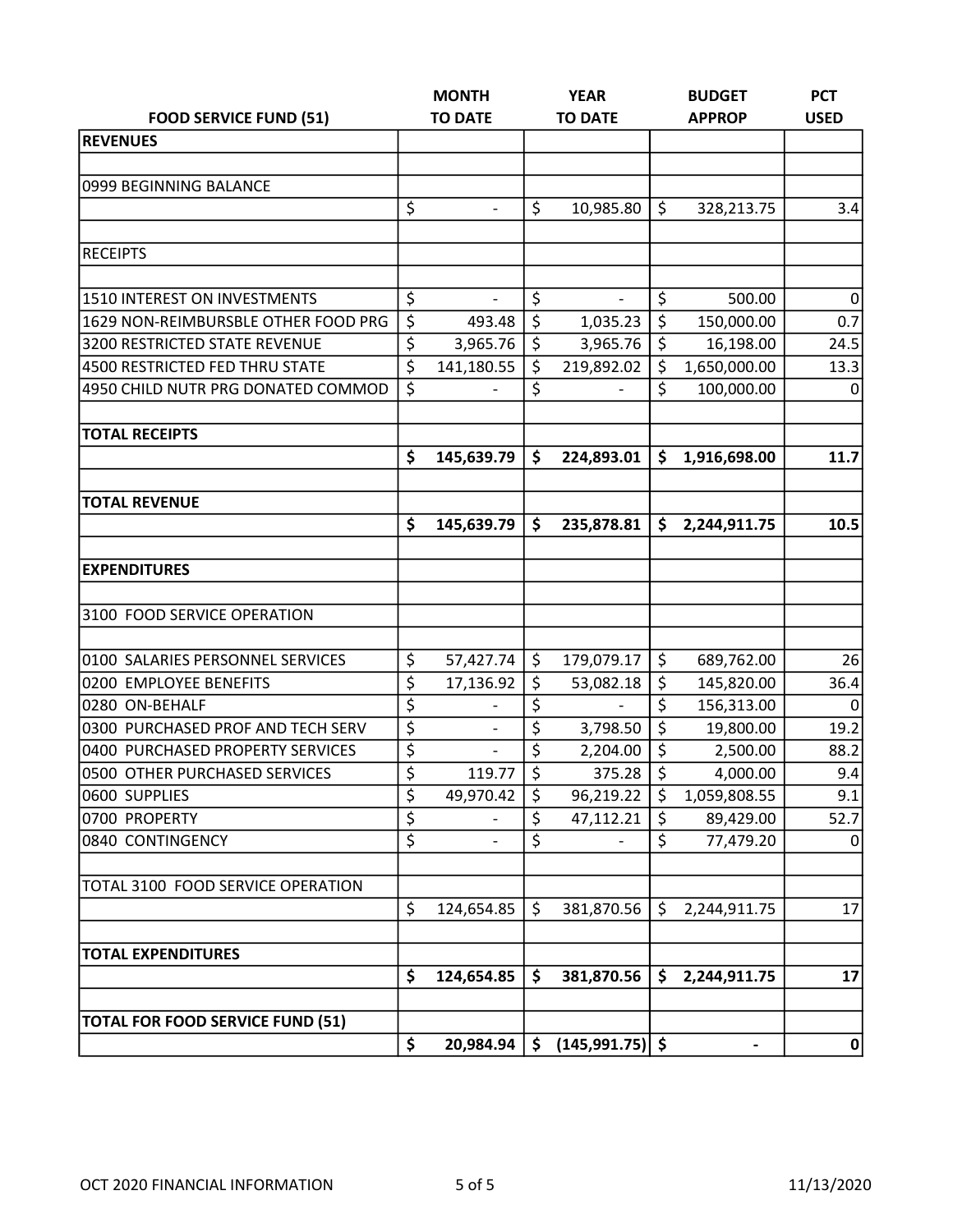| FOOD SERVICE FUND (51) | MONTH TO DATE | YEAR TO DATE | BUDGET APPROP | PCT USED |
|---|---|---|---|---|
| **REVENUES** | | | | |
| | | | | |
| 0999 BEGINNING BALANCE | | | | |
| | $ - | $ 10,985.80 | $ 328,213.75 | 3.4 |
| | | | | |
| RECEIPTS | | | | |
| | | | | |
| 1510 INTEREST ON INVESTMENTS | $ - | $ - | $ 500.00 | 0 |
| 1629 NON-REIMBURSBLE OTHER FOOD PRG | $ 493.48 | $ 1,035.23 | $ 150,000.00 | 0.7 |
| 3200 RESTRICTED STATE REVENUE | $ 3,965.76 | $ 3,965.76 | $ 16,198.00 | 24.5 |
| 4500 RESTRICTED FED THRU STATE | $ 141,180.55 | $ 219,892.02 | $ 1,650,000.00 | 13.3 |
| 4950 CHILD NUTR PRG DONATED COMMOD | $ - | $ - | $ 100,000.00 | 0 |
| | | | | |
| **TOTAL RECEIPTS** | | | | |
| | **$ 145,639.79** | **$ 224,893.01** | **$ 1,916,698.00** | **11.7** |
| | | | | |
| **TOTAL REVENUE** | | | | |
| | **$ 145,639.79** | **$ 235,878.81** | **$ 2,244,911.75** | **10.5** |
| | | | | |
| **EXPENDITURES** | | | | |
| | | | | |
| 3100 FOOD SERVICE OPERATION | | | | |
| | | | | |
| 0100 SALARIES PERSONNEL SERVICES | $ 57,427.74 | $ 179,079.17 | $ 689,762.00 | 26 |
| 0200 EMPLOYEE BENEFITS | $ 17,136.92 | $ 53,082.18 | $ 145,820.00 | 36.4 |
| 0280 ON-BEHALF | $ - | $ - | $ 156,313.00 | 0 |
| 0300 PURCHASED PROF AND TECH SERV | $ - | $ 3,798.50 | $ 19,800.00 | 19.2 |
| 0400 PURCHASED PROPERTY SERVICES | $ - | $ 2,204.00 | $ 2,500.00 | 88.2 |
| 0500 OTHER PURCHASED SERVICES | $ 119.77 | $ 375.28 | $ 4,000.00 | 9.4 |
| 0600 SUPPLIES | $ 49,970.42 | $ 96,219.22 | $ 1,059,808.55 | 9.1 |
| 0700 PROPERTY | $ - | $ 47,112.21 | $ 89,429.00 | 52.7 |
| 0840 CONTINGENCY | $ - | $ - | $ 77,479.20 | 0 |
| | | | | |
| TOTAL 3100 FOOD SERVICE OPERATION | | | | |
| | $ 124,654.85 | $ 381,870.56 | $ 2,244,911.75 | 17 |
| | | | | |
| **TOTAL EXPENDITURES** | | | | |
| | **$ 124,654.85** | **$ 381,870.56** | **$ 2,244,911.75** | **17** |
| | | | | |
| **TOTAL FOR FOOD SERVICE FUND (51)** | | | | |
| | **$ 20,984.94** | **$ (145,991.75)** | **$ -** | **0** |

OCT 2020 FINANCIAL INFORMATION

11/13/2020